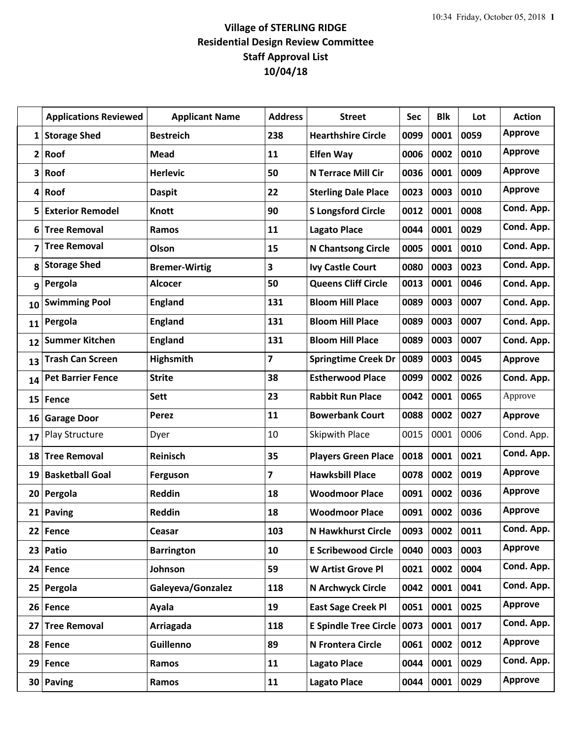# Village of STERLING RIDGE
## Residential Design Review Committee
## Staff Approval List
## 10/04/18

| | Applications Reviewed | Applicant Name | Address | Street | Sec | Blk | Lot | Action |
|---|---|---|---|---|---|---|---|---|
| 1 | Storage Shed | Bestreich | 238 | Hearthshire Circle | 0099 | 0001 | 0059 | Approve |
| 2 | Roof | Mead | 11 | Elfen Way | 0006 | 0002 | 0010 | Approve |
| 3 | Roof | Herlevic | 50 | N Terrace Mill Cir | 0036 | 0001 | 0009 | Approve |
| 4 | Roof | Daspit | 22 | Sterling Dale Place | 0023 | 0003 | 0010 | Approve |
| 5 | Exterior Remodel | Knott | 90 | S Longsford Circle | 0012 | 0001 | 0008 | Cond. App. |
| 6 | Tree Removal | Ramos | 11 | Lagato Place | 0044 | 0001 | 0029 | Cond. App. |
| 7 | Tree Removal | Olson | 15 | N Chantsong Circle | 0005 | 0001 | 0010 | Cond. App. |
| 8 | Storage Shed | Bremer-Wirtig | 3 | Ivy Castle Court | 0080 | 0003 | 0023 | Cond. App. |
| 9 | Pergola | Alcocer | 50 | Queens Cliff Circle | 0013 | 0001 | 0046 | Cond. App. |
| 10 | Swimming Pool | England | 131 | Bloom Hill Place | 0089 | 0003 | 0007 | Cond. App. |
| 11 | Pergola | England | 131 | Bloom Hill Place | 0089 | 0003 | 0007 | Cond. App. |
| 12 | Summer Kitchen | England | 131 | Bloom Hill Place | 0089 | 0003 | 0007 | Cond. App. |
| 13 | Trash Can Screen | Highsmith | 7 | Springtime Creek Dr | 0089 | 0003 | 0045 | Approve |
| 14 | Pet Barrier Fence | Strite | 38 | Estherwood Place | 0099 | 0002 | 0026 | Cond. App. |
| 15 | Fence | Sett | 23 | Rabbit Run Place | 0042 | 0001 | 0065 | Approve |
| 16 | Garage Door | Perez | 11 | Bowerbank Court | 0088 | 0002 | 0027 | Approve |
| 17 | Play Structure | Dyer | 10 | Skipwith Place | 0015 | 0001 | 0006 | Cond. App. |
| 18 | Tree Removal | Reinisch | 35 | Players Green Place | 0018 | 0001 | 0021 | Cond. App. |
| 19 | Basketball Goal | Ferguson | 7 | Hawksbill Place | 0078 | 0002 | 0019 | Approve |
| 20 | Pergola | Reddin | 18 | Woodmoor Place | 0091 | 0002 | 0036 | Approve |
| 21 | Paving | Reddin | 18 | Woodmoor Place | 0091 | 0002 | 0036 | Approve |
| 22 | Fence | Ceasar | 103 | N Hawkhurst Circle | 0093 | 0002 | 0011 | Cond. App. |
| 23 | Patio | Barrington | 10 | E Scribewood Circle | 0040 | 0003 | 0003 | Approve |
| 24 | Fence | Johnson | 59 | W Artist Grove Pl | 0021 | 0002 | 0004 | Cond. App. |
| 25 | Pergola | Galeyeva/Gonzalez | 118 | N Archwyck Circle | 0042 | 0001 | 0041 | Cond. App. |
| 26 | Fence | Ayala | 19 | East Sage Creek Pl | 0051 | 0001 | 0025 | Approve |
| 27 | Tree Removal | Arriagada | 118 | E Spindle Tree Circle | 0073 | 0001 | 0017 | Cond. App. |
| 28 | Fence | Guillenno | 89 | N Frontera Circle | 0061 | 0002 | 0012 | Approve |
| 29 | Fence | Ramos | 11 | Lagato Place | 0044 | 0001 | 0029 | Cond. App. |
| 30 | Paving | Ramos | 11 | Lagato Place | 0044 | 0001 | 0029 | Approve |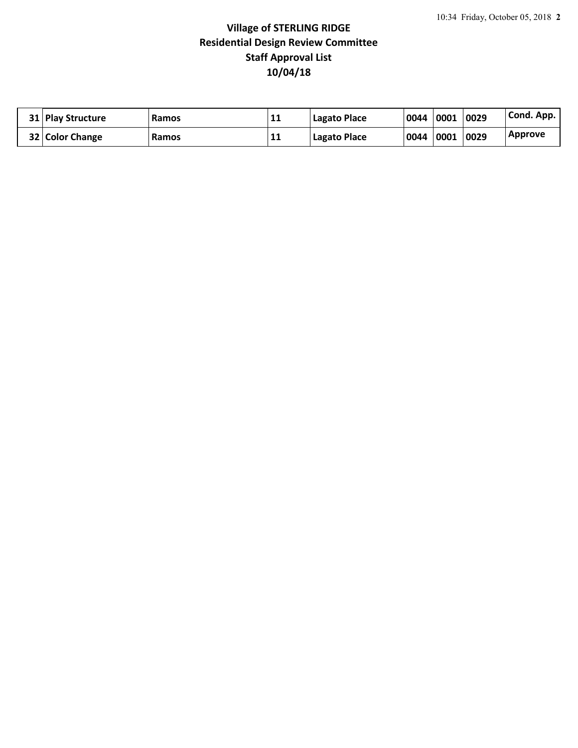**Village of STERLING RIDGE**

**Residential Design Review Committee**

**Staff Approval List**

**10/04/18**

| | | | | | | | | |
|---|---|---|---|---|---|---|---|---|
| 31 | Play Structure | Ramos | 11 | Lagato Place | 0044 | 0001 | 0029 | Cond. App. |
| 32 | Color Change | Ramos | 11 | Lagato Place | 0044 | 0001 | 0029 | Approve |